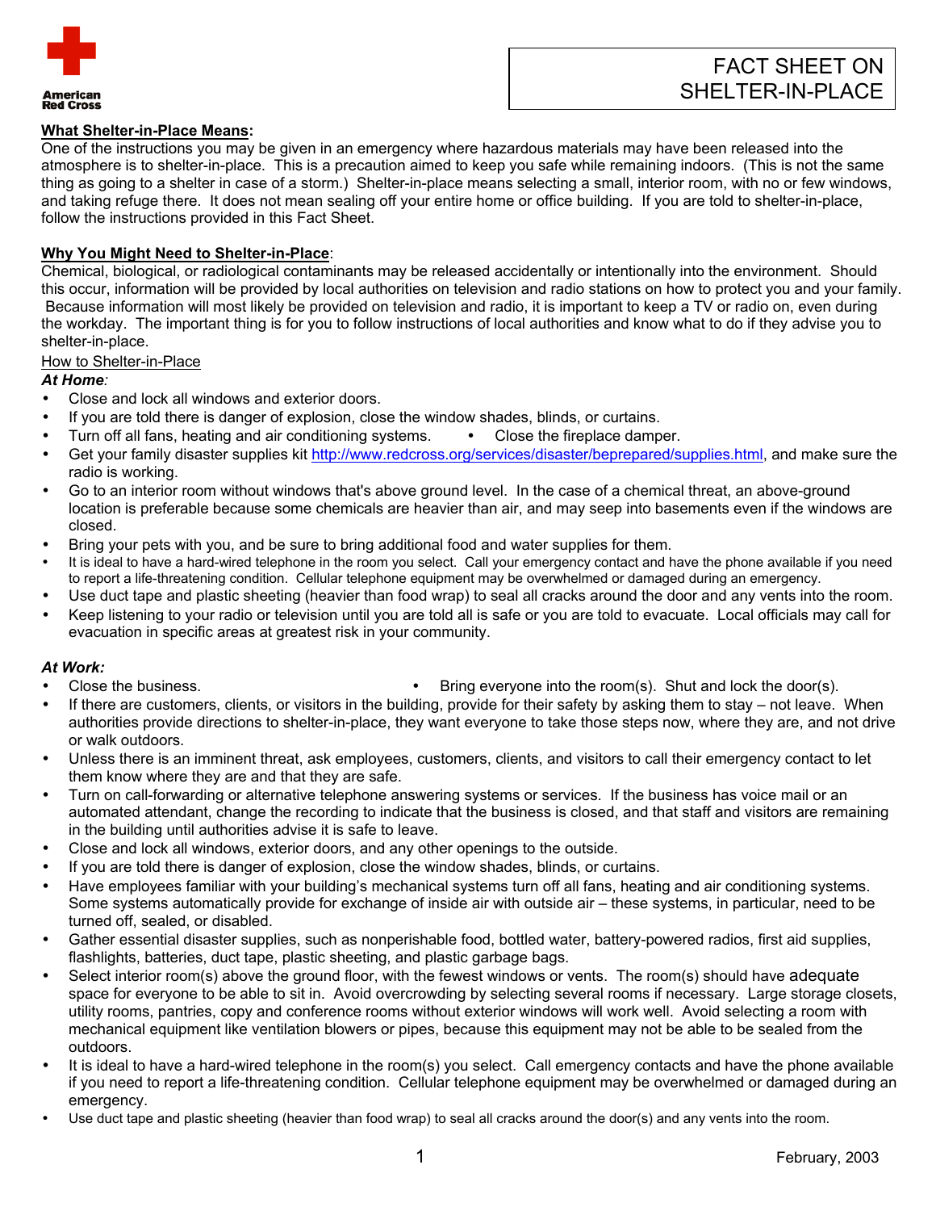American Red Cross

# FACT SHEET ON SHELTER-IN-PLACE

**What Shelter-in-Place Means:**

One of the instructions you may be given in an emergency where hazardous materials may have been released into the atmosphere is to shelter-in-place. This is a precaution aimed to keep you safe while remaining indoors. (This is not the same thing as going to a shelter in case of a storm.) Shelter-in-place means selecting a small, interior room, with no or few windows, and taking refuge there. It does not mean sealing off your entire home or office building. If you are told to shelter-in-place, follow the instructions provided in this Fact Sheet.

**Why You Might Need to Shelter-in-Place:**

Chemical, biological, or radiological contaminants may be released accidentally or intentionally into the environment. Should this occur, information will be provided by local authorities on television and radio stations on how to protect you and your family. Because information will most likely be provided on television and radio, it is important to keep a TV or radio on, even during the workday. The important thing is for you to follow instructions of local authorities and know what to do if they advise you to shelter-in-place.

How to Shelter-in-Place

***At Home:***

- Close and lock all windows and exterior doors.
- If you are told there is danger of explosion, close the window shades, blinds, or curtains.
- Turn off all fans, heating and air conditioning systems.
- Close the fireplace damper.
- Get your family disaster supplies kit http://www.redcross.org/services/disaster/beprepared/supplies.html, and make sure the radio is working.
- Go to an interior room without windows that's above ground level. In the case of a chemical threat, an above-ground location is preferable because some chemicals are heavier than air, and may seep into basements even if the windows are closed.
- Bring your pets with you, and be sure to bring additional food and water supplies for them.
- It is ideal to have a hard-wired telephone in the room you select. Call your emergency contact and have the phone available if you need to report a life-threatening condition. Cellular telephone equipment may be overwhelmed or damaged during an emergency.
- Use duct tape and plastic sheeting (heavier than food wrap) to seal all cracks around the door and any vents into the room.
- Keep listening to your radio or television until you are told all is safe or you are told to evacuate. Local officials may call for evacuation in specific areas at greatest risk in your community.

***At Work:***

- Close the business.
- Bring everyone into the room(s). Shut and lock the door(s).
- If there are customers, clients, or visitors in the building, provide for their safety by asking them to stay – not leave. When authorities provide directions to shelter-in-place, they want everyone to take those steps now, where they are, and not drive or walk outdoors.
- Unless there is an imminent threat, ask employees, customers, clients, and visitors to call their emergency contact to let them know where they are and that they are safe.
- Turn on call-forwarding or alternative telephone answering systems or services. If the business has voice mail or an automated attendant, change the recording to indicate that the business is closed, and that staff and visitors are remaining in the building until authorities advise it is safe to leave.
- Close and lock all windows, exterior doors, and any other openings to the outside.
- If you are told there is danger of explosion, close the window shades, blinds, or curtains.
- Have employees familiar with your building's mechanical systems turn off all fans, heating and air conditioning systems. Some systems automatically provide for exchange of inside air with outside air – these systems, in particular, need to be turned off, sealed, or disabled.
- Gather essential disaster supplies, such as nonperishable food, bottled water, battery-powered radios, first aid supplies, flashlights, batteries, duct tape, plastic sheeting, and plastic garbage bags.
- Select interior room(s) above the ground floor, with the fewest windows or vents. The room(s) should have adequate space for everyone to be able to sit in. Avoid overcrowding by selecting several rooms if necessary. Large storage closets, utility rooms, pantries, copy and conference rooms without exterior windows will work well. Avoid selecting a room with mechanical equipment like ventilation blowers or pipes, because this equipment may not be able to be sealed from the outdoors.
- It is ideal to have a hard-wired telephone in the room(s) you select. Call emergency contacts and have the phone available if you need to report a life-threatening condition. Cellular telephone equipment may be overwhelmed or damaged during an emergency.
- Use duct tape and plastic sheeting (heavier than food wrap) to seal all cracks around the door(s) and any vents into the room.

February, 2003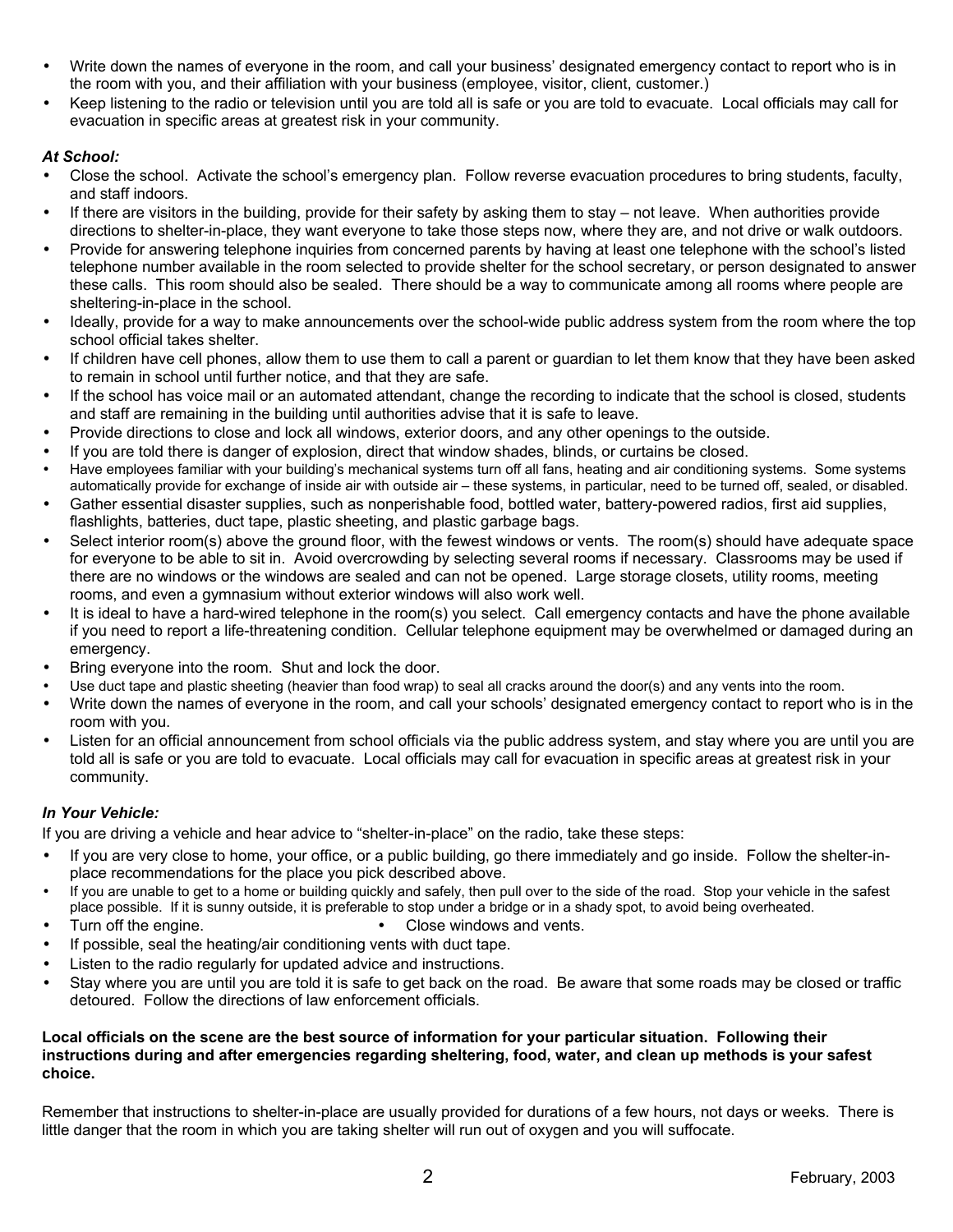- Write down the names of everyone in the room, and call your business' designated emergency contact to report who is in the room with you, and their affiliation with your business (employee, visitor, client, customer.)
- Keep listening to the radio or television until you are told all is safe or you are told to evacuate. Local officials may call for evacuation in specific areas at greatest risk in your community.

***At School:***

- Close the school. Activate the school's emergency plan. Follow reverse evacuation procedures to bring students, faculty, and staff indoors.
- If there are visitors in the building, provide for their safety by asking them to stay – not leave. When authorities provide directions to shelter-in-place, they want everyone to take those steps now, where they are, and not drive or walk outdoors.
- Provide for answering telephone inquiries from concerned parents by having at least one telephone with the school's listed telephone number available in the room selected to provide shelter for the school secretary, or person designated to answer these calls. This room should also be sealed. There should be a way to communicate among all rooms where people are sheltering-in-place in the school.
- Ideally, provide for a way to make announcements over the school-wide public address system from the room where the top school official takes shelter.
- If children have cell phones, allow them to use them to call a parent or guardian to let them know that they have been asked to remain in school until further notice, and that they are safe.
- If the school has voice mail or an automated attendant, change the recording to indicate that the school is closed, students and staff are remaining in the building until authorities advise that it is safe to leave.
- Provide directions to close and lock all windows, exterior doors, and any other openings to the outside.
- If you are told there is danger of explosion, direct that window shades, blinds, or curtains be closed.
- Have employees familiar with your building's mechanical systems turn off all fans, heating and air conditioning systems. Some systems automatically provide for exchange of inside air with outside air – these systems, in particular, need to be turned off, sealed, or disabled.
- Gather essential disaster supplies, such as nonperishable food, bottled water, battery-powered radios, first aid supplies, flashlights, batteries, duct tape, plastic sheeting, and plastic garbage bags.
- Select interior room(s) above the ground floor, with the fewest windows or vents. The room(s) should have adequate space for everyone to be able to sit in. Avoid overcrowding by selecting several rooms if necessary. Classrooms may be used if there are no windows or the windows are sealed and can not be opened. Large storage closets, utility rooms, meeting rooms, and even a gymnasium without exterior windows will also work well.
- It is ideal to have a hard-wired telephone in the room(s) you select. Call emergency contacts and have the phone available if you need to report a life-threatening condition. Cellular telephone equipment may be overwhelmed or damaged during an emergency.
- Bring everyone into the room. Shut and lock the door.
- Use duct tape and plastic sheeting (heavier than food wrap) to seal all cracks around the door(s) and any vents into the room.
- Write down the names of everyone in the room, and call your schools' designated emergency contact to report who is in the room with you.
- Listen for an official announcement from school officials via the public address system, and stay where you are until you are told all is safe or you are told to evacuate. Local officials may call for evacuation in specific areas at greatest risk in your community.

***In Your Vehicle:***

If you are driving a vehicle and hear advice to "shelter-in-place" on the radio, take these steps:

- If you are very close to home, your office, or a public building, go there immediately and go inside. Follow the shelter-in-place recommendations for the place you pick described above.
- If you are unable to get to a home or building quickly and safely, then pull over to the side of the road. Stop your vehicle in the safest place possible. If it is sunny outside, it is preferable to stop under a bridge or in a shady spot, to avoid being overheated.
- Turn off the engine.
- Close windows and vents.
- If possible, seal the heating/air conditioning vents with duct tape.
- Listen to the radio regularly for updated advice and instructions.
- Stay where you are until you are told it is safe to get back on the road. Be aware that some roads may be closed or traffic detoured. Follow the directions of law enforcement officials.

**Local officials on the scene are the best source of information for your particular situation. Following their instructions during and after emergencies regarding sheltering, food, water, and clean up methods is your safest choice.**

Remember that instructions to shelter-in-place are usually provided for durations of a few hours, not days or weeks. There is little danger that the room in which you are taking shelter will run out of oxygen and you will suffocate.

February, 2003